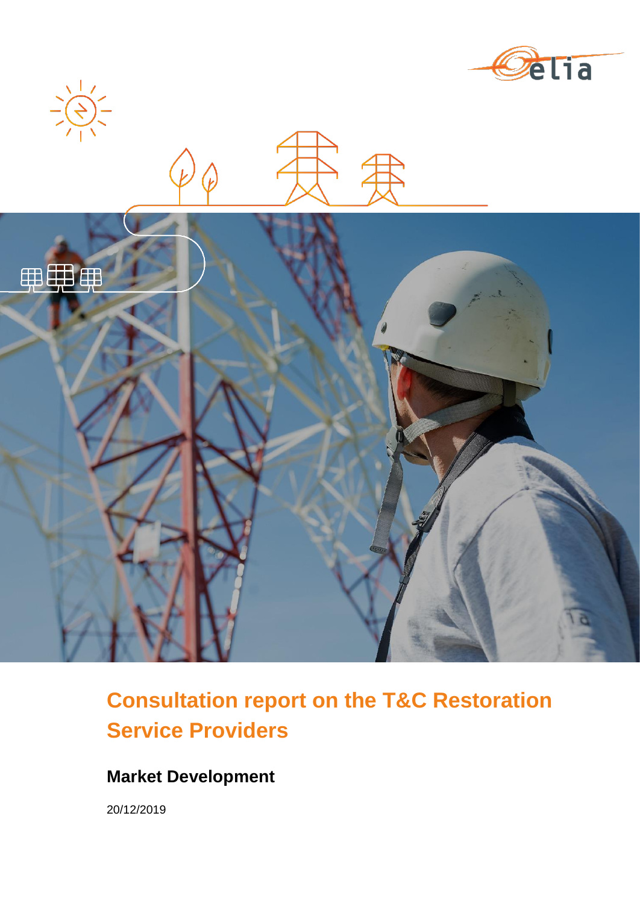# Consultation report on the T&C Restoration Service Providers

## Market Development

20/12/2019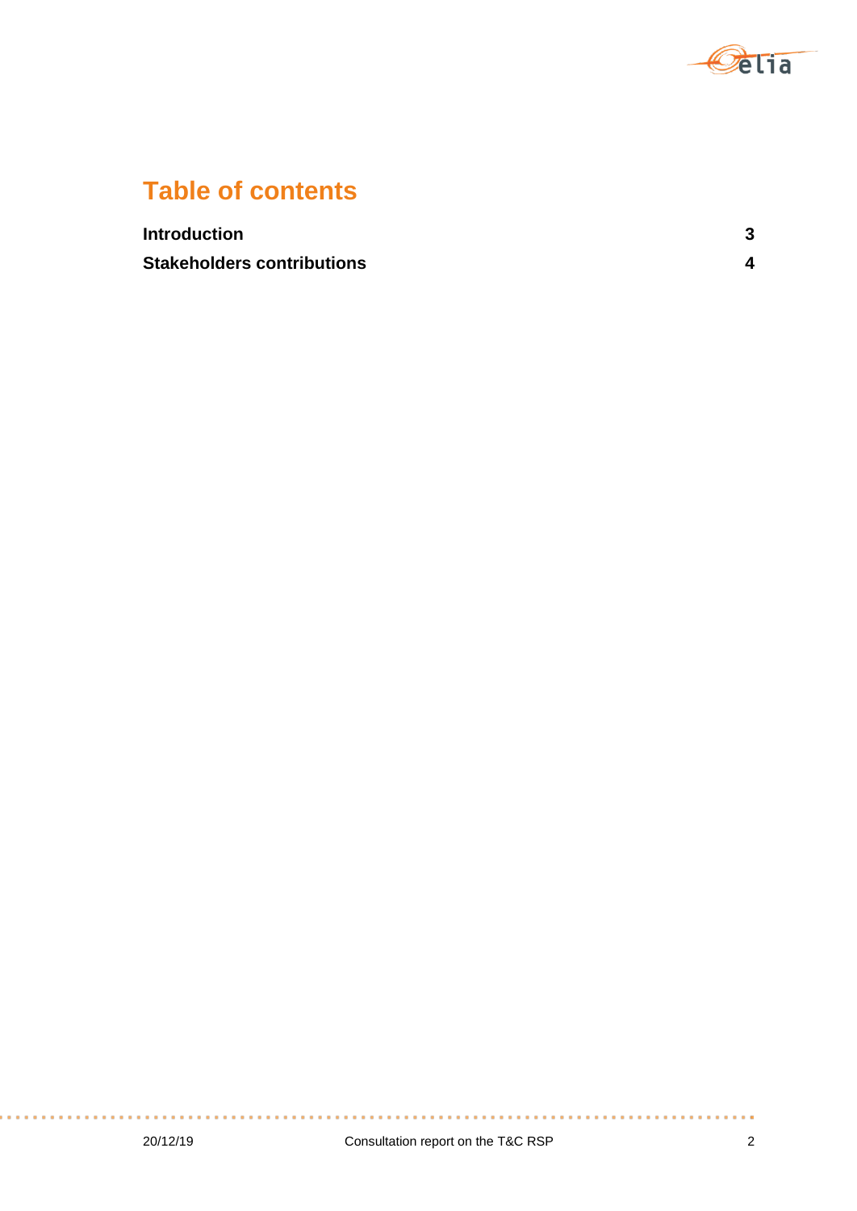# Table of contents

**Introduction** **3**

**Stakeholders contributions** **4**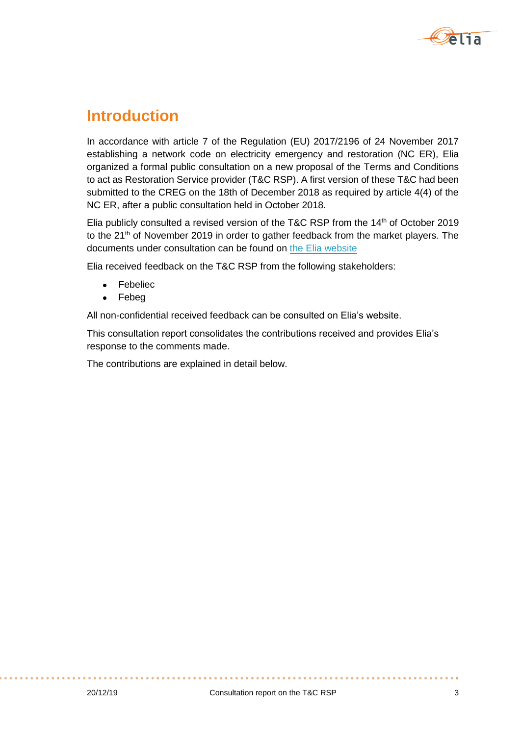# Introduction

In accordance with article 7 of the Regulation (EU) 2017/2196 of 24 November 2017 establishing a network code on electricity emergency and restoration (NC ER), Elia organized a formal public consultation on a new proposal of the Terms and Conditions to act as Restoration Service provider (T&C RSP). A first version of these T&C had been submitted to the CREG on the 18th of December 2018 as required by article 4(4) of the NC ER, after a public consultation held in October 2018.

Elia publicly consulted a revised version of the T&C RSP from the 14th of October 2019 to the 21th of November 2019 in order to gather feedback from the market players. The documents under consultation can be found on the Elia website

Elia received feedback on the T&C RSP from the following stakeholders:

- Febeliec
- Febeg

All non-confidential received feedback can be consulted on Elia's website.

This consultation report consolidates the contributions received and provides Elia's response to the comments made.

The contributions are explained in detail below.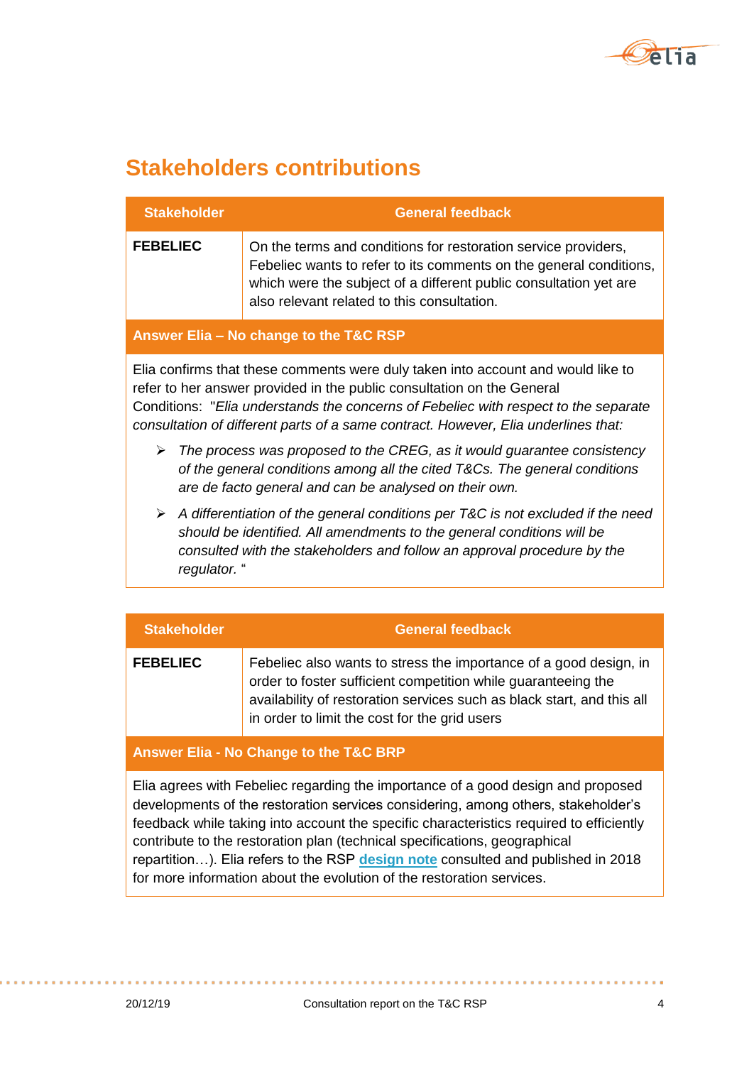## Stakeholders contributions

| Stakeholder | General feedback |
|---|---|
| **FEBELIEC** | On the terms and conditions for restoration service providers, Febeliec wants to refer to its comments on the general conditions, which were the subject of a different public consultation yet are also relevant related to this consultation. |

**Answer Elia – No change to the T&C RSP**

Elia confirms that these comments were duly taken into account and would like to refer to her answer provided in the public consultation on the General Conditions: "*Elia understands the concerns of Febeliec with respect to the separate consultation of different parts of a same contract. However, Elia underlines that:*

- *The process was proposed to the CREG, as it would guarantee consistency of the general conditions among all the cited T&Cs. The general conditions are de facto general and can be analysed on their own.*
- *A differentiation of the general conditions per T&C is not excluded if the need should be identified. All amendments to the general conditions will be consulted with the stakeholders and follow an approval procedure by the regulator.* "

| Stakeholder | General feedback |
|---|---|
| **FEBELIEC** | Febeliec also wants to stress the importance of a good design, in order to foster sufficient competition while guaranteeing the availability of restoration services such as black start, and this all in order to limit the cost for the grid users |

**Answer Elia - No Change to the T&C BRP**

Elia agrees with Febeliec regarding the importance of a good design and proposed developments of the restoration services considering, among others, stakeholder's feedback while taking into account the specific characteristics required to efficiently contribute to the restoration plan (technical specifications, geographical repartition…). Elia refers to the RSP **design note** consulted and published in 2018 for more information about the evolution of the restoration services.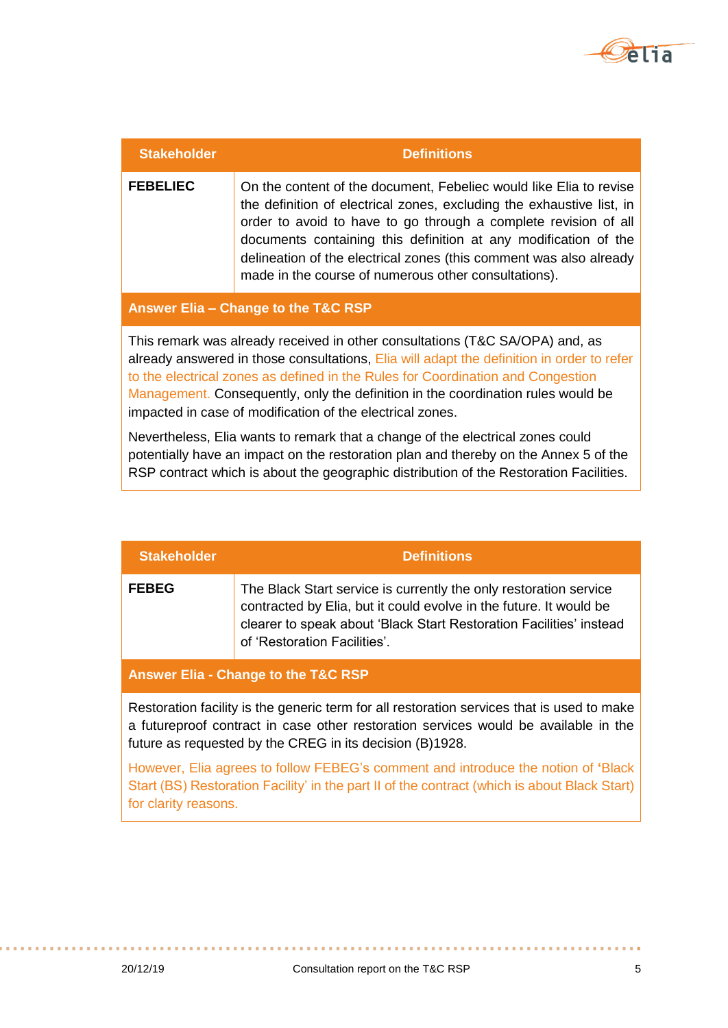| Stakeholder | Definitions |
|---|---|
| **FEBELIEC** | On the content of the document, Febeliec would like Elia to revise the definition of electrical zones, excluding the exhaustive list, in order to avoid to have to go through a complete revision of all documents containing this definition at any modification of the delineation of the electrical zones (this comment was also already made in the course of numerous other consultations). |

**Answer Elia – Change to the T&C RSP**

This remark was already received in other consultations (T&C SA/OPA) and, as already answered in those consultations, Elia will adapt the definition in order to refer to the electrical zones as defined in the Rules for Coordination and Congestion Management. Consequently, only the definition in the coordination rules would be impacted in case of modification of the electrical zones.

Nevertheless, Elia wants to remark that a change of the electrical zones could potentially have an impact on the restoration plan and thereby on the Annex 5 of the RSP contract which is about the geographic distribution of the Restoration Facilities.

| Stakeholder | Definitions |
|---|---|
| **FEBEG** | The Black Start service is currently the only restoration service contracted by Elia, but it could evolve in the future. It would be clearer to speak about 'Black Start Restoration Facilities' instead of 'Restoration Facilities'. |

**Answer Elia - Change to the T&C RSP**

Restoration facility is the generic term for all restoration services that is used to make a futureproof contract in case other restoration services would be available in the future as requested by the CREG in its decision (B)1928.

However, Elia agrees to follow FEBEG's comment and introduce the notion of 'Black Start (BS) Restoration Facility' in the part II of the contract (which is about Black Start) for clarity reasons.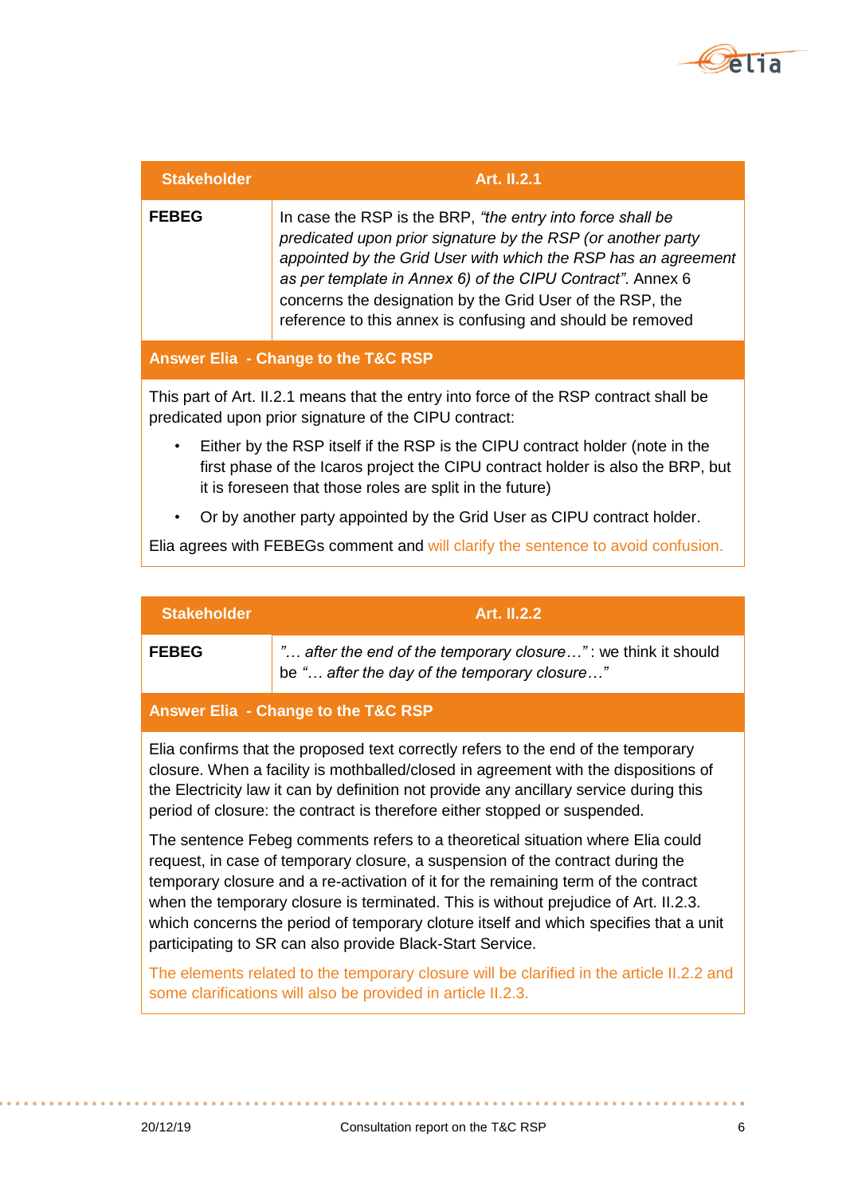| Stakeholder | Art. II.2.1 |
|---|---|
| **FEBEG** | In case the RSP is the BRP, *"the entry into force shall be predicated upon prior signature by the RSP (or another party appointed by the Grid User with which the RSP has an agreement as per template in Annex 6) of the CIPU Contract"*. Annex 6 concerns the designation by the Grid User of the RSP, the reference to this annex is confusing and should be removed |

**Answer Elia - Change to the T&C RSP**

This part of Art. II.2.1 means that the entry into force of the RSP contract shall be predicated upon prior signature of the CIPU contract:

- Either by the RSP itself if the RSP is the CIPU contract holder (note in the first phase of the Icaros project the CIPU contract holder is also the BRP, but it is foreseen that those roles are split in the future)
- Or by another party appointed by the Grid User as CIPU contract holder.

Elia agrees with FEBEGs comment and will clarify the sentence to avoid confusion.

| Stakeholder | Art. II.2.2 |
|---|---|
| **FEBEG** | *"… after the end of the temporary closure…"* : we think it should be *"… after the day of the temporary closure…"* |

**Answer Elia - Change to the T&C RSP**

Elia confirms that the proposed text correctly refers to the end of the temporary closure. When a facility is mothballed/closed in agreement with the dispositions of the Electricity law it can by definition not provide any ancillary service during this period of closure: the contract is therefore either stopped or suspended.

The sentence Febeg comments refers to a theoretical situation where Elia could request, in case of temporary closure, a suspension of the contract during the temporary closure and a re-activation of it for the remaining term of the contract when the temporary closure is terminated. This is without prejudice of Art. II.2.3. which concerns the period of temporary cloture itself and which specifies that a unit participating to SR can also provide Black-Start Service.

The elements related to the temporary closure will be clarified in the article II.2.2 and some clarifications will also be provided in article II.2.3.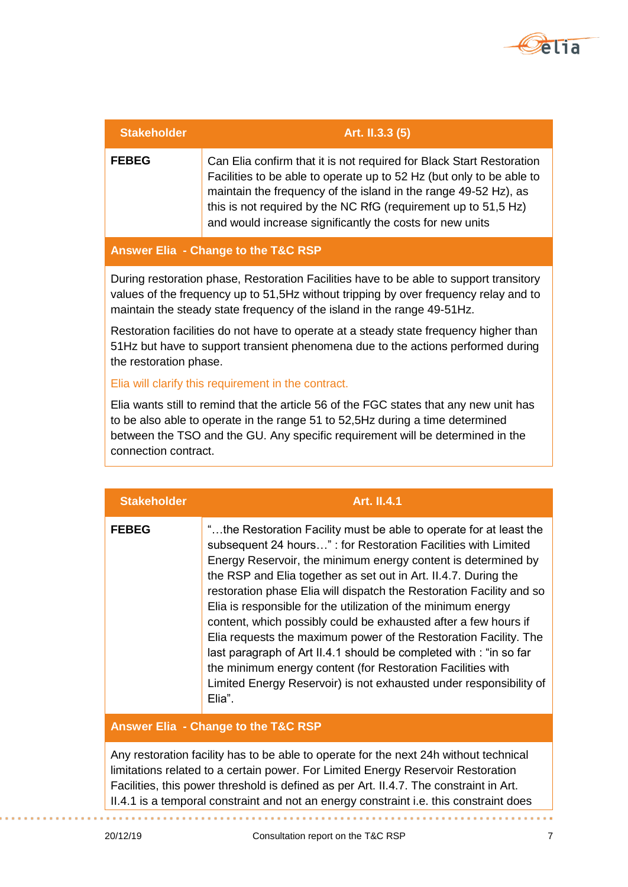| Stakeholder | Art. II.3.3 (5) |
| --- | --- |
| **FEBEG** | Can Elia confirm that it is not required for Black Start Restoration Facilities to be able to operate up to 52 Hz (but only to be able to maintain the frequency of the island in the range 49-52 Hz), as this is not required by the NC RfG (requirement up to 51,5 Hz) and would increase significantly the costs for new units |

**Answer Elia - Change to the T&C RSP**

During restoration phase, Restoration Facilities have to be able to support transitory values of the frequency up to 51,5Hz without tripping by over frequency relay and to maintain the steady state frequency of the island in the range 49-51Hz.

Restoration facilities do not have to operate at a steady state frequency higher than 51Hz but have to support transient phenomena due to the actions performed during the restoration phase.

Elia will clarify this requirement in the contract.

Elia wants still to remind that the article 56 of the FGC states that any new unit has to be also able to operate in the range 51 to 52,5Hz during a time determined between the TSO and the GU. Any specific requirement will be determined in the connection contract.

| Stakeholder | Art. II.4.1 |
| --- | --- |
| **FEBEG** | "…the Restoration Facility must be able to operate for at least the subsequent 24 hours…" : for Restoration Facilities with Limited Energy Reservoir, the minimum energy content is determined by the RSP and Elia together as set out in Art. II.4.7. During the restoration phase Elia will dispatch the Restoration Facility and so Elia is responsible for the utilization of the minimum energy content, which possibly could be exhausted after a few hours if Elia requests the maximum power of the Restoration Facility. The last paragraph of Art II.4.1 should be completed with : "in so far the minimum energy content (for Restoration Facilities with Limited Energy Reservoir) is not exhausted under responsibility of Elia". |

**Answer Elia - Change to the T&C RSP**

Any restoration facility has to be able to operate for the next 24h without technical limitations related to a certain power. For Limited Energy Reservoir Restoration Facilities, this power threshold is defined as per Art. II.4.7. The constraint in Art. II.4.1 is a temporal constraint and not an energy constraint i.e. this constraint does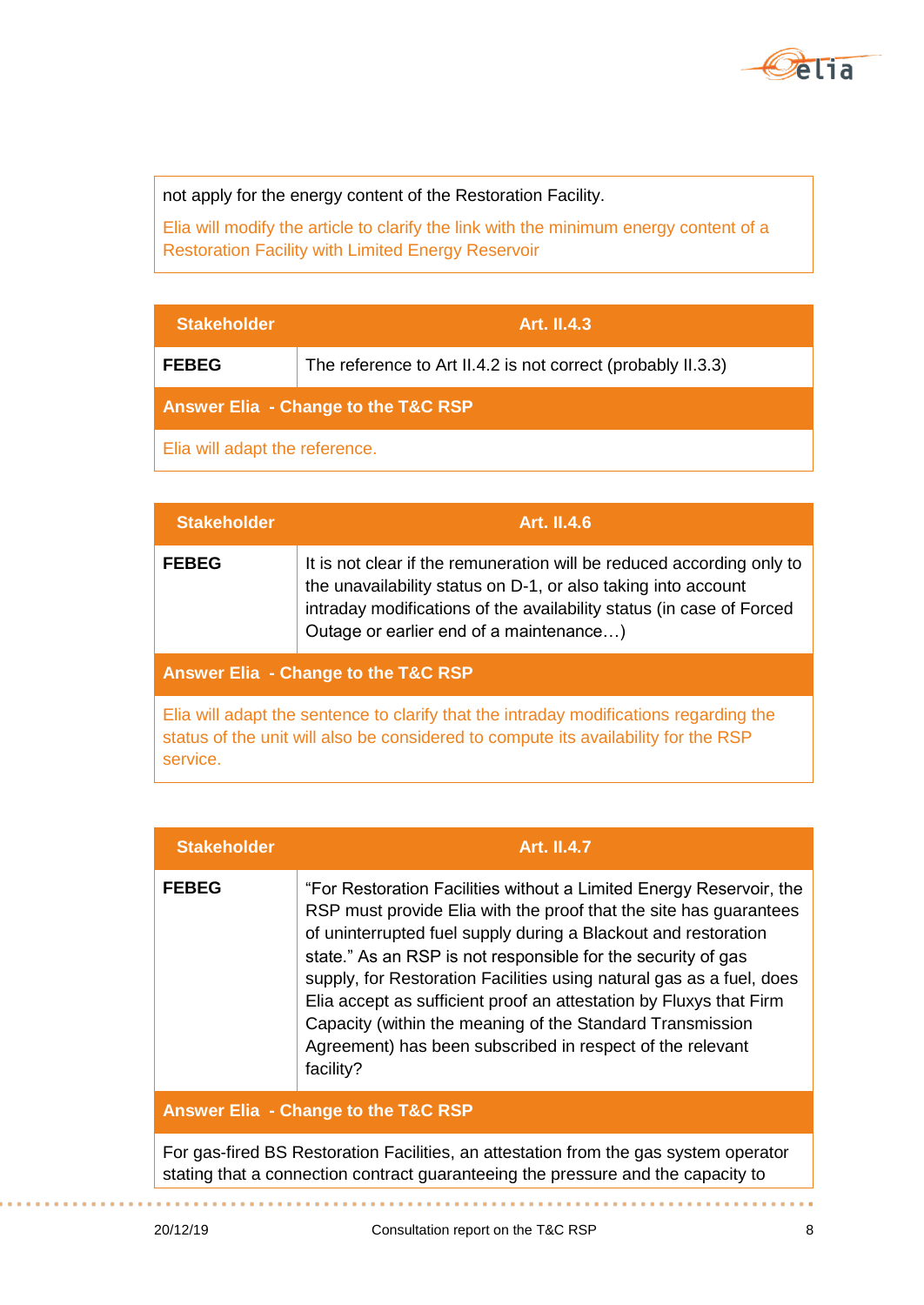| |
|---|
| not apply for the energy content of the Restoration Facility. |
| Elia will modify the article to clarify the link with the minimum energy content of a Restoration Facility with Limited Energy Reservoir |

| Stakeholder | Art. II.4.3 |
|---|---|
| **FEBEG** | The reference to Art II.4.2 is not correct (probably II.3.3) |
| **Answer Elia - Change to the T&C RSP** | |
| Elia will adapt the reference. | |

| Stakeholder | Art. II.4.6 |
|---|---|
| **FEBEG** | It is not clear if the remuneration will be reduced according only to the unavailability status on D-1, or also taking into account intraday modifications of the availability status (in case of Forced Outage or earlier end of a maintenance…) |
| **Answer Elia - Change to the T&C RSP** | |
| Elia will adapt the sentence to clarify that the intraday modifications regarding the status of the unit will also be considered to compute its availability for the RSP service. | |

| Stakeholder | Art. II.4.7 |
|---|---|
| **FEBEG** | "For Restoration Facilities without a Limited Energy Reservoir, the RSP must provide Elia with the proof that the site has guarantees of uninterrupted fuel supply during a Blackout and restoration state." As an RSP is not responsible for the security of gas supply, for Restoration Facilities using natural gas as a fuel, does Elia accept as sufficient proof an attestation by Fluxys that Firm Capacity (within the meaning of the Standard Transmission Agreement) has been subscribed in respect of the relevant facility? |
| **Answer Elia - Change to the T&C RSP** | |
| For gas-fired BS Restoration Facilities, an attestation from the gas system operator stating that a connection contract guaranteeing the pressure and the capacity to | |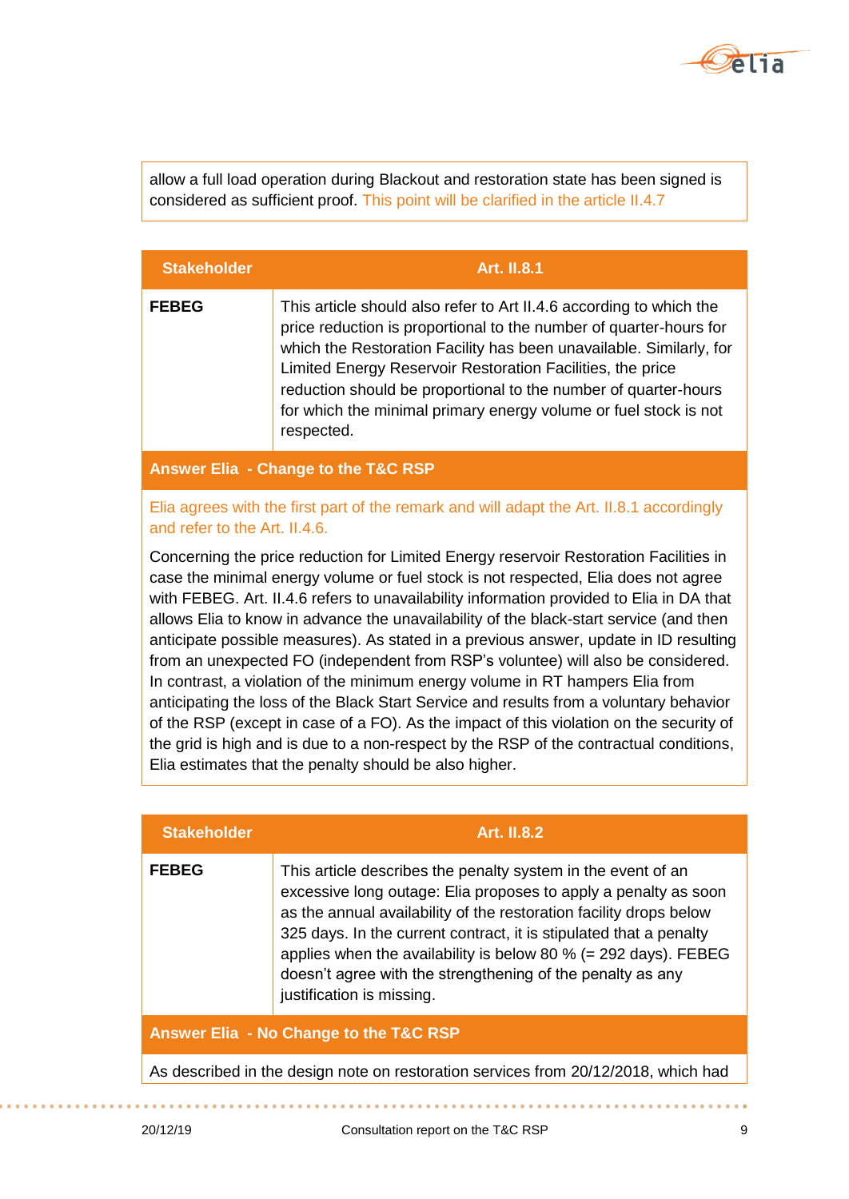allow a full load operation during Blackout and restoration state has been signed is considered as sufficient proof. This point will be clarified in the article II.4.7

| Stakeholder | Art. II.8.1 |
| --- | --- |
| FEBEG | This article should also refer to Art II.4.6 according to which the price reduction is proportional to the number of quarter-hours for which the Restoration Facility has been unavailable. Similarly, for Limited Energy Reservoir Restoration Facilities, the price reduction should be proportional to the number of quarter-hours for which the minimal primary energy volume or fuel stock is not respected. |

**Answer Elia - Change to the T&C RSP**

Elia agrees with the first part of the remark and will adapt the Art. II.8.1 accordingly and refer to the Art. II.4.6.

Concerning the price reduction for Limited Energy reservoir Restoration Facilities in case the minimal energy volume or fuel stock is not respected, Elia does not agree with FEBEG. Art. II.4.6 refers to unavailability information provided to Elia in DA that allows Elia to know in advance the unavailability of the black-start service (and then anticipate possible measures). As stated in a previous answer, update in ID resulting from an unexpected FO (independent from RSP's voluntee) will also be considered. In contrast, a violation of the minimum energy volume in RT hampers Elia from anticipating the loss of the Black Start Service and results from a voluntary behavior of the RSP (except in case of a FO). As the impact of this violation on the security of the grid is high and is due to a non-respect by the RSP of the contractual conditions, Elia estimates that the penalty should be also higher.

| Stakeholder | Art. II.8.2 |
| --- | --- |
| FEBEG | This article describes the penalty system in the event of an excessive long outage: Elia proposes to apply a penalty as soon as the annual availability of the restoration facility drops below 325 days. In the current contract, it is stipulated that a penalty applies when the availability is below 80 % (= 292 days). FEBEG doesn't agree with the strengthening of the penalty as any justification is missing. |

**Answer Elia - No Change to the T&C RSP**

As described in the design note on restoration services from 20/12/2018, which had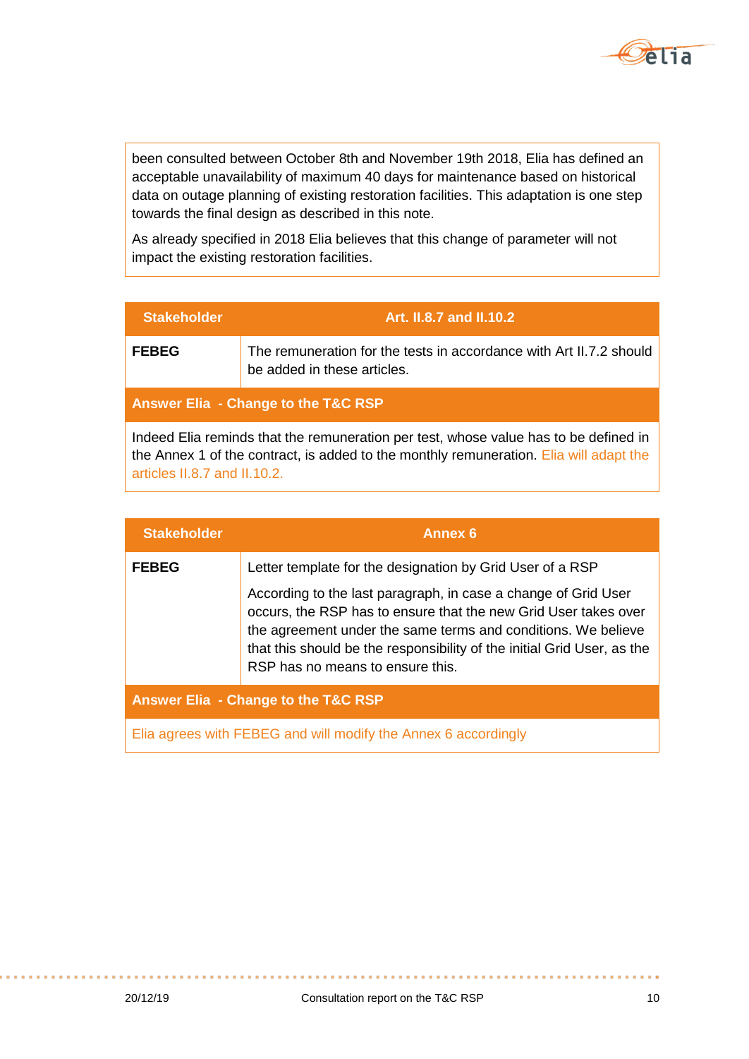been consulted between October 8th and November 19th 2018, Elia has defined an acceptable unavailability of maximum 40 days for maintenance based on historical data on outage planning of existing restoration facilities. This adaptation is one step towards the final design as described in this note.

As already specified in 2018 Elia believes that this change of parameter will not impact the existing restoration facilities.

| Stakeholder | Art. II.8.7 and II.10.2 |
| --- | --- |
| **FEBEG** | The remuneration for the tests in accordance with Art II.7.2 should be added in these articles. |

**Answer Elia - Change to the T&C RSP**

Indeed Elia reminds that the remuneration per test, whose value has to be defined in the Annex 1 of the contract, is added to the monthly remuneration. Elia will adapt the articles II.8.7 and II.10.2.

| Stakeholder | Annex 6 |
| --- | --- |
| **FEBEG** | Letter template for the designation by Grid User of a RSP<br><br>According to the last paragraph, in case a change of Grid User occurs, the RSP has to ensure that the new Grid User takes over the agreement under the same terms and conditions. We believe that this should be the responsibility of the initial Grid User, as the RSP has no means to ensure this. |

**Answer Elia - Change to the T&C RSP**

Elia agrees with FEBEG and will modify the Annex 6 accordingly